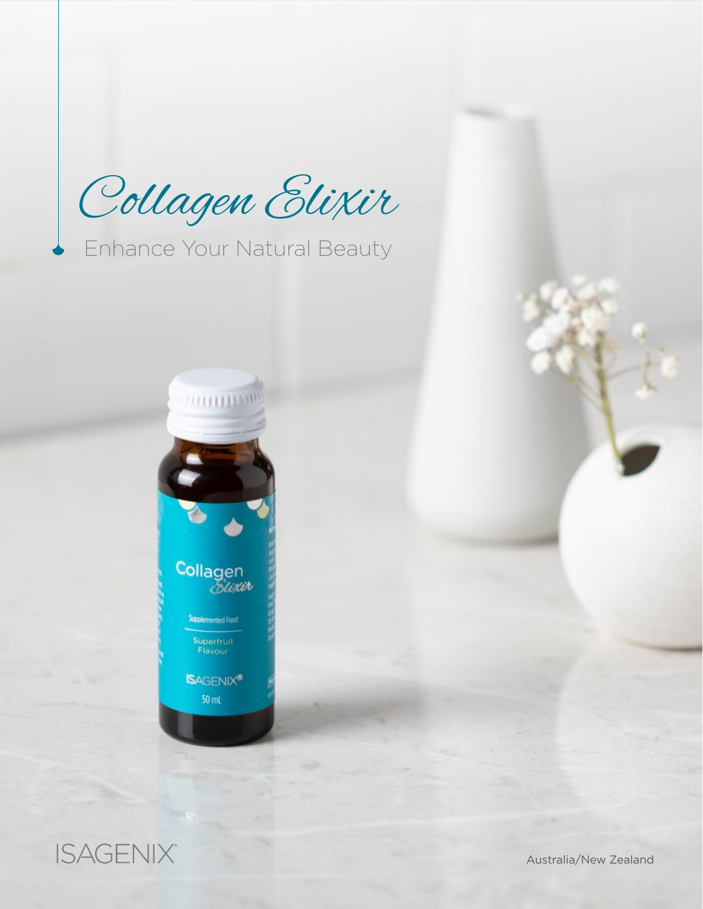# Collagen Elixir

Enhance Your Natural Beauty

ISAGENIX

Australia/New Zealand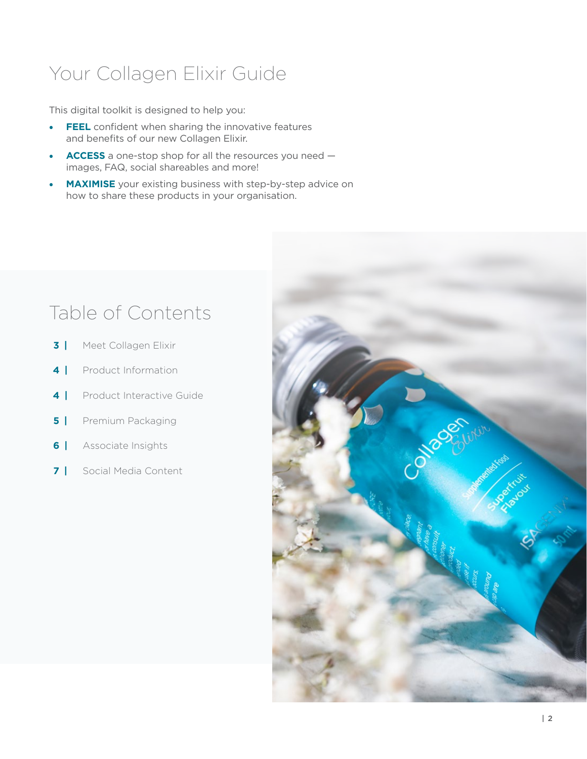# Your Collagen Elixir Guide

This digital toolkit is designed to help you:

- **FEEL** confident when sharing the innovative features and benefits of our new Collagen Elixir.
- **ACCESS** a one-stop shop for all the resources you need — images, FAQ, social shareables and more!
- **MAXIMISE** your existing business with step-by-step advice on how to share these products in your organisation.

## Table of Contents

**3 |** Meet Collagen Elixir

**4 |** Product Information

**4 |** Product Interactive Guide

**5 |** Premium Packaging

**6 |** Associate Insights

**7 |** Social Media Content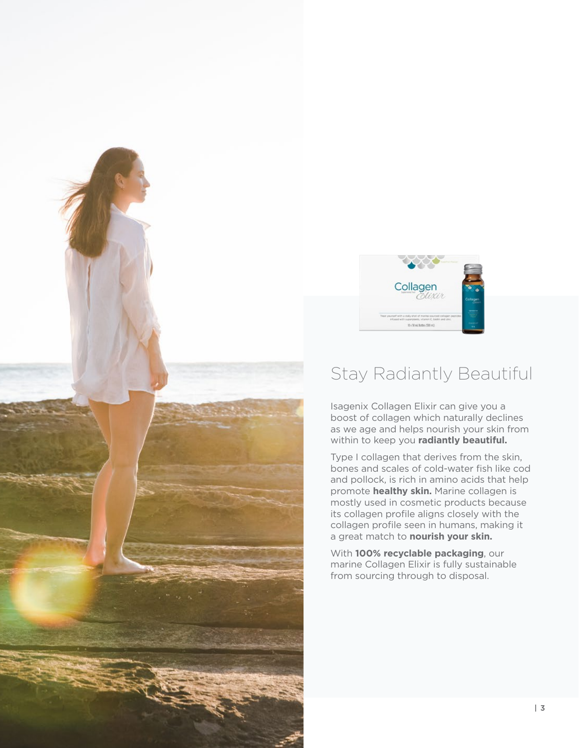## Stay Radiantly Beautiful

Isagenix Collagen Elixir can give you a boost of collagen which naturally declines as we age and helps nourish your skin from within to keep you **radiantly beautiful.**

Type I collagen that derives from the skin, bones and scales of cold-water fish like cod and pollock, is rich in amino acids that help promote **healthy skin.** Marine collagen is mostly used in cosmetic products because its collagen profile aligns closely with the collagen profile seen in humans, making it a great match to **nourish your skin.**

With **100% recyclable packaging**, our marine Collagen Elixir is fully sustainable from sourcing through to disposal.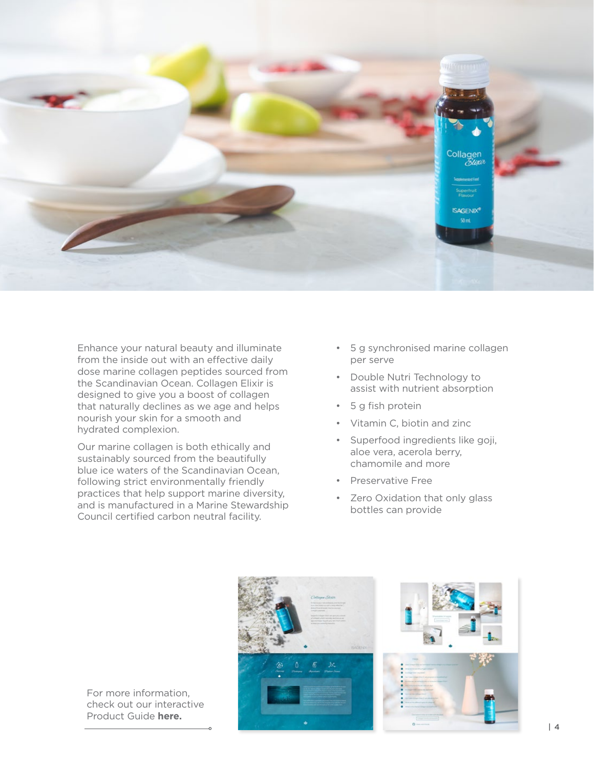Enhance your natural beauty and illuminate from the inside out with an effective daily dose marine collagen peptides sourced from the Scandinavian Ocean. Collagen Elixir is designed to give you a boost of collagen that naturally declines as we age and helps nourish your skin for a smooth and hydrated complexion.

Our marine collagen is both ethically and sustainably sourced from the beautifully blue ice waters of the Scandinavian Ocean, following strict environmentally friendly practices that help support marine diversity, and is manufactured in a Marine Stewardship Council certified carbon neutral facility.

- 5 g synchronised marine collagen per serve
- Double Nutri Technology to assist with nutrient absorption
- 5 g fish protein
- Vitamin C, biotin and zinc
- Superfood ingredients like goji, aloe vera, acerola berry, chamomile and more
- Preservative Free
- Zero Oxidation that only glass bottles can provide

For more information, check out our interactive Product Guide **here.**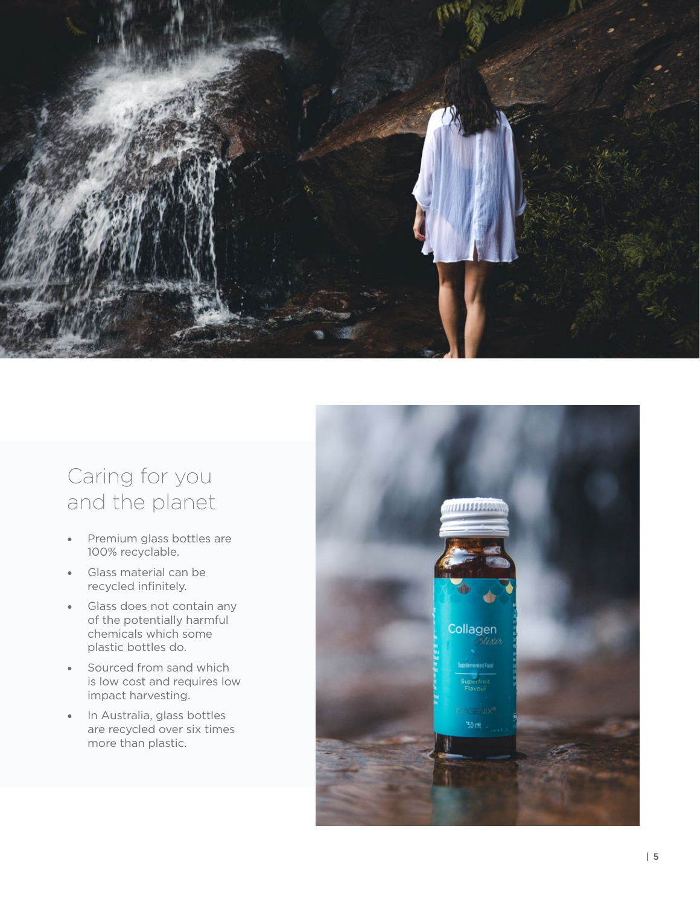## Caring for you and the planet

- Premium glass bottles are 100% recyclable.
- Glass material can be recycled infinitely.
- Glass does not contain any of the potentially harmful chemicals which some plastic bottles do.
- Sourced from sand which is low cost and requires low impact harvesting.
- In Australia, glass bottles are recycled over six times more than plastic.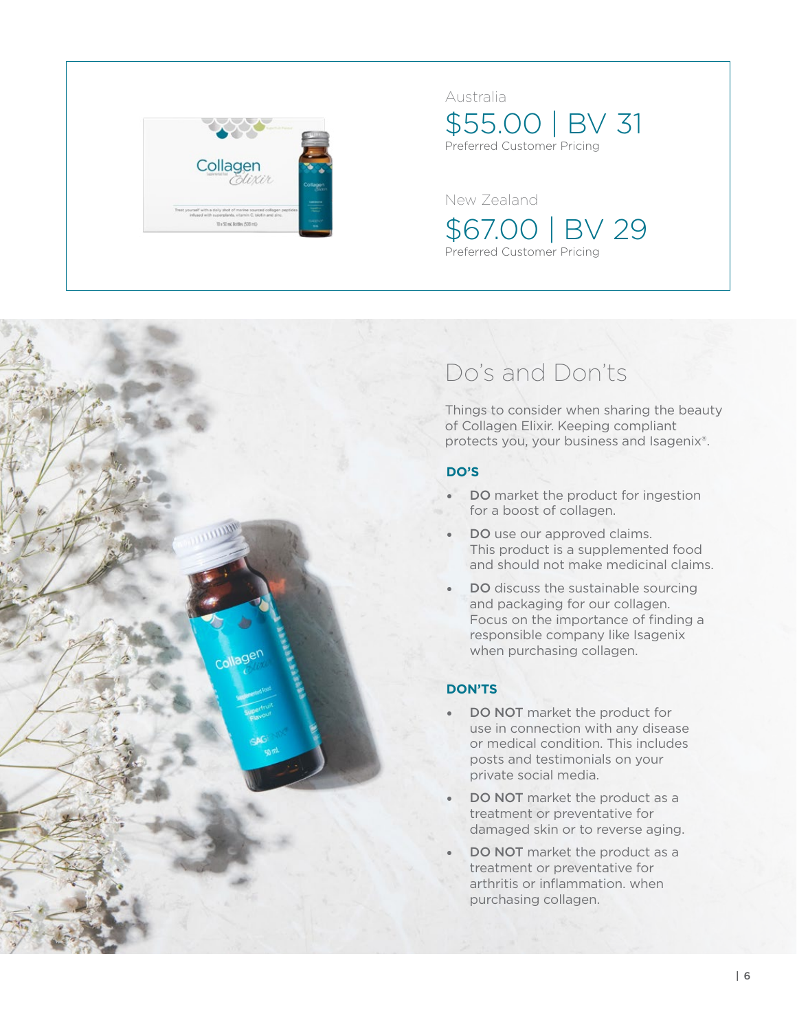Australia

$55.00 | BV 31

Preferred Customer Pricing

New Zealand

$67.00 | BV 29

Preferred Customer Pricing

## Do's and Don'ts

Things to consider when sharing the beauty of Collagen Elixir. Keeping compliant protects you, your business and Isagenix®.

### DO'S

- **DO** market the product for ingestion for a boost of collagen.
- **DO** use our approved claims. This product is a supplemented food and should not make medicinal claims.
- **DO** discuss the sustainable sourcing and packaging for our collagen. Focus on the importance of finding a responsible company like Isagenix when purchasing collagen.

### DON'TS

- **DO NOT** market the product for use in connection with any disease or medical condition. This includes posts and testimonials on your private social media.
- **DO NOT** market the product as a treatment or preventative for damaged skin or to reverse aging.
- **DO NOT** market the product as a treatment or preventative for arthritis or inflammation. when purchasing collagen.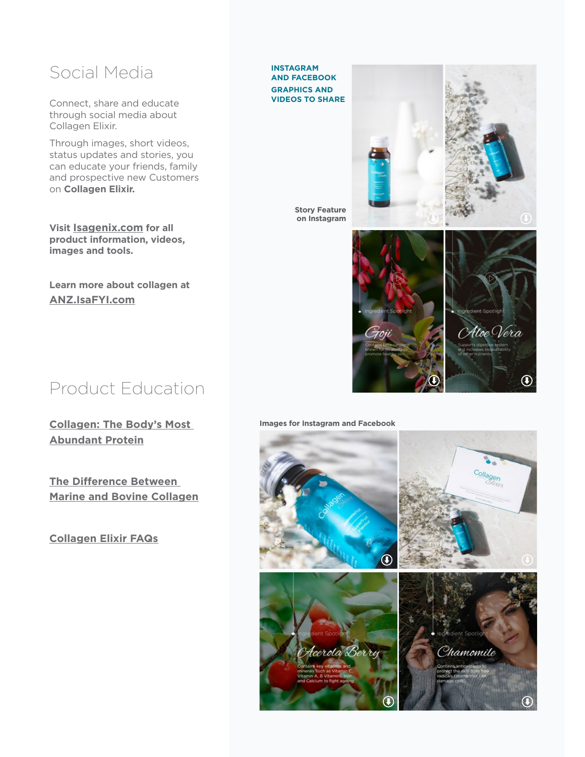# Social Media

Connect, share and educate through social media about Collagen Elixir.

Through images, short videos, status updates and stories, you can educate your friends, family and prospective new Customers on **Collagen Elixir.**

**Visit Isagenix.com for all product information, videos, images and tools.**

**Learn more about collagen at ANZ.IsaFYI.com**

# Product Education

**Collagen: The Body's Most Abundant Protein**

**The Difference Between Marine and Bovine Collagen**

**Collagen Elixir FAQs**

**INSTAGRAM AND FACEBOOK GRAPHICS AND VIDEOS TO SHARE**

**Story Feature on Instagram**

**Images for Instagram and Facebook**